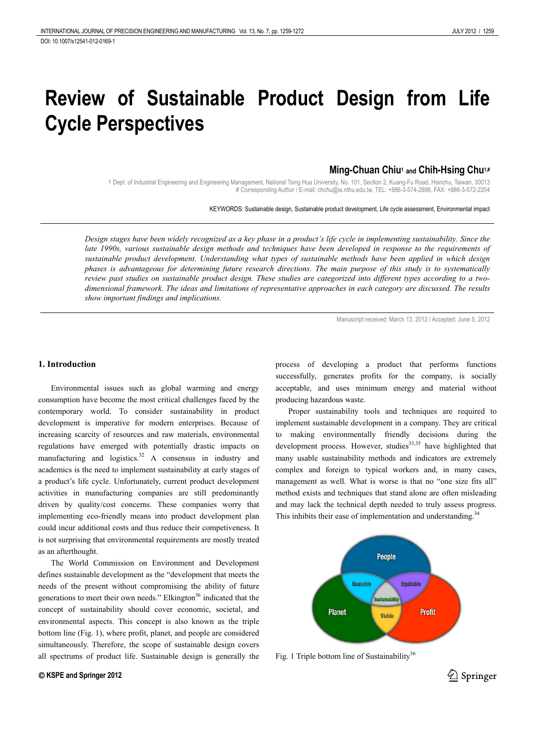DOI: 10.1007/s12541-012-0169-1

# Review of Sustainable Product Design from Life Cycle Perspectives

**Ming-Chuan Chiu[1] and Chih-Hsing Chu[1,#]**

1 Dept. of Industrial Engineering and Engineering Management, National Tsing Hua University, No. 101, Section 2, Kuang-Fu Road, Hsinchu, Taiwan, 30013
# Corresponding Author / E-mail: chchu@ie.nthu.edu.tw, TEL: +886-3-574-2698, FAX: +886-3-572-2204

KEYWORDS: Sustainable design, Sustainable product development, Life cycle assessment, Environmental impact

*Design stages have been widely recognized as a key phase in a product's life cycle in implementing sustainability. Since the late 1990s, various sustainable design methods and techniques have been developed in response to the requirements of sustainable product development. Understanding what types of sustainable methods have been applied in which design phases is advantageous for determining future research directions. The main purpose of this study is to systematically review past studies on sustainable product design. These studies are categorized into different types according to a two-dimensional framework. The ideas and limitations of representative approaches in each category are discussed. The results show important findings and implications.*

Manuscript received: March 13, 2012 / Accepted: June 5, 2012

## 1. Introduction

Environmental issues such as global warming and energy consumption have become the most critical challenges faced by the contemporary world. To consider sustainability in product development is imperative for modern enterprises. Because of increasing scarcity of resources and raw materials, environmental regulations have emerged with potentially drastic impacts on manufacturing and logistics.[32] A consensus in industry and academics is the need to implement sustainability at early stages of a product's life cycle. Unfortunately, current product development activities in manufacturing companies are still predominantly driven by quality/cost concerns. These companies worry that implementing eco-friendly means into product development plan could incur additional costs and thus reduce their competiveness. It is not surprising that environmental requirements are mostly treated as an afterthought.

The World Commission on Environment and Development defines sustainable development as the "development that meets the needs of the present without compromising the ability of future generations to meet their own needs." Elkington[36] indicated that the concept of sustainability should cover economic, societal, and environmental aspects. This concept is also known as the triple bottom line (Fig. 1), where profit, planet, and people are considered simultaneously. Therefore, the scope of sustainable design covers all spectrums of product life. Sustainable design is generally the process of developing a product that performs functions successfully, generates profits for the company, is socially acceptable, and uses minimum energy and material without producing hazardous waste.

Proper sustainability tools and techniques are required to implement sustainable development in a company. They are critical to making environmentally friendly decisions during the development process. However, studies[33,35] have highlighted that many usable sustainability methods and indicators are extremely complex and foreign to typical workers and, in many cases, management as well. What is worse is that no "one size fits all" method exists and techniques that stand alone are often misleading and may lack the technical depth needed to truly assess progress. This inhibits their ease of implementation and understanding.[34]

People
Bearable
Equitable
Sustainability
Planet
Viable
Profit

Fig. 1 Triple bottom line of Sustainability[36]

© KSPE and Springer 2012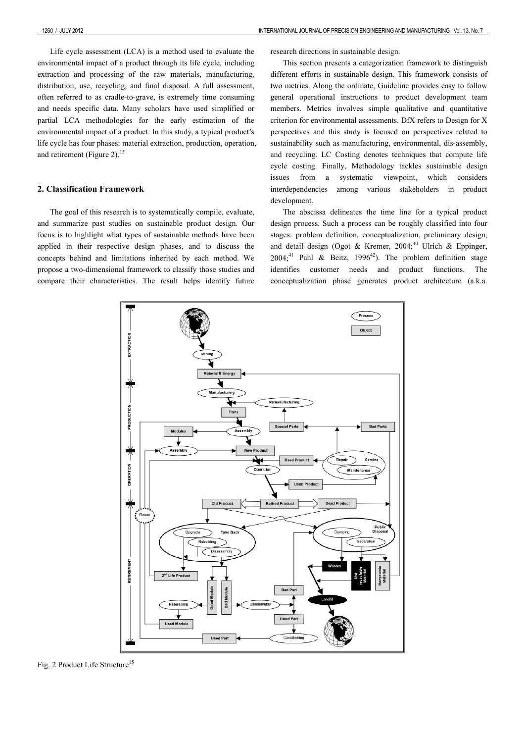Life cycle assessment (LCA) is a method used to evaluate the environmental impact of a product through its life cycle, including extraction and processing of the raw materials, manufacturing, distribution, use, recycling, and final disposal. A full assessment, often referred to as cradle-to-grave, is extremely time consuming and needs specific data. Many scholars have used simplified or partial LCA methodologies for the early estimation of the environmental impact of a product. In this study, a typical product's life cycle has four phases: material extraction, production, operation, and retirement (Figure 2).[15]

## 2. Classification Framework

The goal of this research is to systematically compile, evaluate, and summarize past studies on sustainable product design. Our focus is to highlight what types of sustainable methods have been applied in their respective design phases, and to discuss the concepts behind and limitations inherited by each method. We propose a two-dimensional framework to classify those studies and compare their characteristics. The result helps identify future research directions in sustainable design.

This section presents a categorization framework to distinguish different efforts in sustainable design. This framework consists of two metrics. Along the ordinate, Guideline provides easy to follow general operational instructions to product development team members. Metrics involves simple qualitative and quantitative criterion for environmental assessments. DfX refers to Design for X perspectives and this study is focused on perspectives related to sustainability such as manufacturing, environmental, dis-assembly, and recycling. LC Costing denotes techniques that compute life cycle costing. Finally, Methodology tackles sustainable design issues from a systematic viewpoint, which considers interdependencies among various stakeholders in product development.

The abscissa delineates the time line for a typical product design process. Such a process can be roughly classified into four stages: problem definition, conceptualization, preliminary design, and detail design (Ogot & Kremer, 2004;[40] Ulrich & Eppinger, 2004;[41] Pahl & Beitz, 1996[42]). The problem definition stage identifies customer needs and product functions. The conceptualization phase generates product architecture (a.k.a.

Fig. 2 Product Life Structure[15]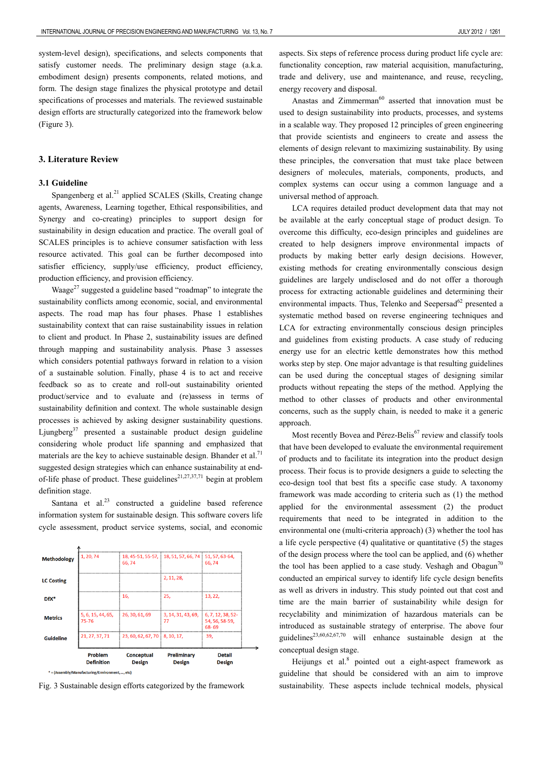system-level design), specifications, and selects components that satisfy customer needs. The preliminary design stage (a.k.a. embodiment design) presents components, related motions, and form. The design stage finalizes the physical prototype and detail specifications of processes and materials. The reviewed sustainable design efforts are structurally categorized into the framework below (Figure 3).

## 3. Literature Review

### 3.1 Guideline

Spangenberg et al.[21] applied SCALES (Skills, Creating change agents, Awareness, Learning together, Ethical responsibilities, and Synergy and co-creating) principles to support design for sustainability in design education and practice. The overall goal of SCALES principles is to achieve consumer satisfaction with less resource activated. This goal can be further decomposed into satisfier efficiency, supply/use efficiency, product efficiency, production efficiency, and provision efficiency.

Waage[27] suggested a guideline based "roadmap" to integrate the sustainability conflicts among economic, social, and environmental aspects. The road map has four phases. Phase 1 establishes sustainability context that can raise sustainability issues in relation to client and product. In Phase 2, sustainability issues are defined through mapping and sustainability analysis. Phase 3 assesses which considers potential pathways forward in relation to a vision of a sustainable solution. Finally, phase 4 is to act and receive feedback so as to create and roll-out sustainability oriented product/service and to evaluate and (re)assess in terms of sustainability definition and context. The whole sustainable design processes is achieved by asking designer sustainability questions. Ljungberg[37] presented a sustainable product design guideline considering whole product life spanning and emphasized that materials are the key to achieve sustainable design. Bhander et al.[71] suggested design strategies which can enhance sustainability at end-of-life phase of product. These guidelines[21,27,37,71] begin at problem definition stage.

Santana et al.[23] constructed a guideline based reference information system for sustainable design. This software covers life cycle assessment, product service systems, social, and economic

| | Problem Definition | Conceptual Design | Preliminary Design | Detail Design |
|---|---|---|---|---|
| Methodology | 1, 20, 74 | 18, 45-51, 55-57, 66, 74 | 18, 51, 57, 66, 74 | 51, 57, 63-64, 66, 74 |
| LC Costing | | | 2, 11, 28, | |
| DfX* | | 16, | 25, | 13, 22, |
| Metrics | 5, 6, 15, 44, 65, 75-76 | 26, 30, 61, 69 | 3, 14, 31, 43, 69, 77 | 6, 7, 12, 38, 52-54, 56, 58-59, 68- 69 |
| Guideline | 21, 27, 37, 71 | 23, 60, 62, 67, 70 | 8, 10, 17, | 39, |

* = (Assembly/Manufacturing/Environment,…, etc)

Fig. 3 Sustainable design efforts categorized by the framework

aspects. Six steps of reference process during product life cycle are: functionality conception, raw material acquisition, manufacturing, trade and delivery, use and maintenance, and reuse, recycling, energy recovery and disposal.

Anastas and Zimmerman[60] asserted that innovation must be used to design sustainability into products, processes, and systems in a scalable way. They proposed 12 principles of green engineering that provide scientists and engineers to create and assess the elements of design relevant to maximizing sustainability. By using these principles, the conversation that must take place between designers of molecules, materials, components, products, and complex systems can occur using a common language and a universal method of approach.

LCA requires detailed product development data that may not be available at the early conceptual stage of product design. To overcome this difficulty, eco-design principles and guidelines are created to help designers improve environmental impacts of products by making better early design decisions. However, existing methods for creating environmentally conscious design guidelines are largely undisclosed and do not offer a thorough process for extracting actionable guidelines and determining their environmental impacts. Thus, Telenko and Seepersad[62] presented a systematic method based on reverse engineering techniques and LCA for extracting environmentally conscious design principles and guidelines from existing products. A case study of reducing energy use for an electric kettle demonstrates how this method works step by step. One major advantage is that resulting guidelines can be used during the conceptual stages of designing similar products without repeating the steps of the method. Applying the method to other classes of products and other environmental concerns, such as the supply chain, is needed to make it a generic approach.

Most recently Bovea and Pérez-Belis[67] review and classify tools that have been developed to evaluate the environmental requirement of products and to facilitate its integration into the product design process. Their focus is to provide designers a guide to selecting the eco-design tool that best fits a specific case study. A taxonomy framework was made according to criteria such as (1) the method applied for the environmental assessment (2) the product requirements that need to be integrated in addition to the environmental one (multi-criteria approach) (3) whether the tool has a life cycle perspective (4) qualitative or quantitative (5) the stages of the design process where the tool can be applied, and (6) whether the tool has been applied to a case study. Veshagh and Obagun[70] conducted an empirical survey to identify life cycle design benefits as well as drivers in industry. This study pointed out that cost and time are the main barrier of sustainability while design for recyclability and minimization of hazardous materials can be introduced as sustainable strategy of enterprise. The above four guidelines[23,60,62,67,70] will enhance sustainable design at the conceptual design stage.

Heijungs et al.[8] pointed out a eight-aspect framework as guideline that should be considered with an aim to improve sustainability. These aspects include technical models, physical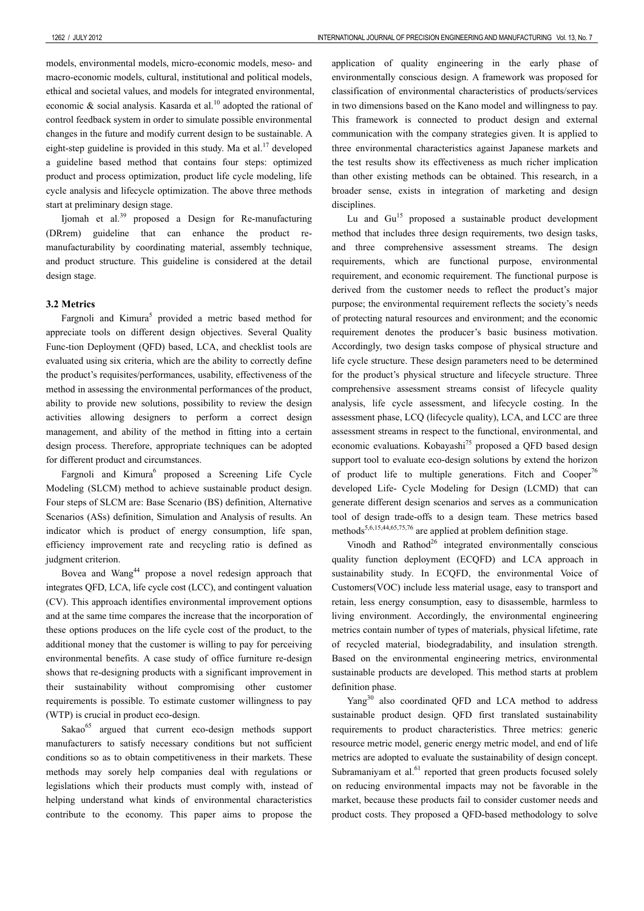models, environmental models, micro-economic models, meso- and macro-economic models, cultural, institutional and political models, ethical and societal values, and models for integrated environmental, economic & social analysis. Kasarda et al.[10] adopted the rational of control feedback system in order to simulate possible environmental changes in the future and modify current design to be sustainable. A eight-step guideline is provided in this study. Ma et al.[17] developed a guideline based method that contains four steps: optimized product and process optimization, product life cycle modeling, life cycle analysis and lifecycle optimization. The above three methods start at preliminary design stage.

Ijomah et al.[39] proposed a Design for Re-manufacturing (DRrem) guideline that can enhance the product re-manufacturability by coordinating material, assembly technique, and product structure. This guideline is considered at the detail design stage.

### 3.2 Metrics

Fargnoli and Kimura[5] provided a metric based method for appreciate tools on different design objectives. Several Quality Func-tion Deployment (QFD) based, LCA, and checklist tools are evaluated using six criteria, which are the ability to correctly define the product's requisites/performances, usability, effectiveness of the method in assessing the environmental performances of the product, ability to provide new solutions, possibility to review the design activities allowing designers to perform a correct design management, and ability of the method in fitting into a certain design process. Therefore, appropriate techniques can be adopted for different product and circumstances.

Fargnoli and Kimura[6] proposed a Screening Life Cycle Modeling (SLCM) method to achieve sustainable product design. Four steps of SLCM are: Base Scenario (BS) definition, Alternative Scenarios (ASs) definition, Simulation and Analysis of results. An indicator which is product of energy consumption, life span, efficiency improvement rate and recycling ratio is defined as judgment criterion.

Bovea and Wang[44] propose a novel redesign approach that integrates QFD, LCA, life cycle cost (LCC), and contingent valuation (CV). This approach identifies environmental improvement options and at the same time compares the increase that the incorporation of these options produces on the life cycle cost of the product, to the additional money that the customer is willing to pay for perceiving environmental benefits. A case study of office furniture re-design shows that re-designing products with a significant improvement in their sustainability without compromising other customer requirements is possible. To estimate customer willingness to pay (WTP) is crucial in product eco-design.

Sakao[65] argued that current eco-design methods support manufacturers to satisfy necessary conditions but not sufficient conditions so as to obtain competitiveness in their markets. These methods may sorely help companies deal with regulations or legislations which their products must comply with, instead of helping understand what kinds of environmental characteristics contribute to the economy. This paper aims to propose the application of quality engineering in the early phase of environmentally conscious design. A framework was proposed for classification of environmental characteristics of products/services in two dimensions based on the Kano model and willingness to pay. This framework is connected to product design and external communication with the company strategies given. It is applied to three environmental characteristics against Japanese markets and the test results show its effectiveness as much richer implication than other existing methods can be obtained. This research, in a broader sense, exists in integration of marketing and design disciplines.

Lu and Gu[15] proposed a sustainable product development method that includes three design requirements, two design tasks, and three comprehensive assessment streams. The design requirements, which are functional purpose, environmental requirement, and economic requirement. The functional purpose is derived from the customer needs to reflect the product's major purpose; the environmental requirement reflects the society's needs of protecting natural resources and environment; and the economic requirement denotes the producer's basic business motivation. Accordingly, two design tasks compose of physical structure and life cycle structure. These design parameters need to be determined for the product's physical structure and lifecycle structure. Three comprehensive assessment streams consist of lifecycle quality analysis, life cycle assessment, and lifecycle costing. In the assessment phase, LCQ (lifecycle quality), LCA, and LCC are three assessment streams in respect to the functional, environmental, and economic evaluations. Kobayashi[75] proposed a QFD based design support tool to evaluate eco-design solutions by extend the horizon of product life to multiple generations. Fitch and Cooper[76] developed Life- Cycle Modeling for Design (LCMD) that can generate different design scenarios and serves as a communication tool of design trade-offs to a design team. These metrics based methods[5,6,15,44,65,75,76] are applied at problem definition stage.

Vinodh and Rathod[26] integrated environmentally conscious quality function deployment (ECQFD) and LCA approach in sustainability study. In ECQFD, the environmental Voice of Customers(VOC) include less material usage, easy to transport and retain, less energy consumption, easy to disassemble, harmless to living environment. Accordingly, the environmental engineering metrics contain number of types of materials, physical lifetime, rate of recycled material, biodegradability, and insulation strength. Based on the environmental engineering metrics, environmental sustainable products are developed. This method starts at problem definition phase.

Yang[30] also coordinated QFD and LCA method to address sustainable product design. QFD first translated sustainability requirements to product characteristics. Three metrics: generic resource metric model, generic energy metric model, and end of life metrics are adopted to evaluate the sustainability of design concept. Subramaniyam et al.[61] reported that green products focused solely on reducing environmental impacts may not be favorable in the market, because these products fail to consider customer needs and product costs. They proposed a QFD-based methodology to solve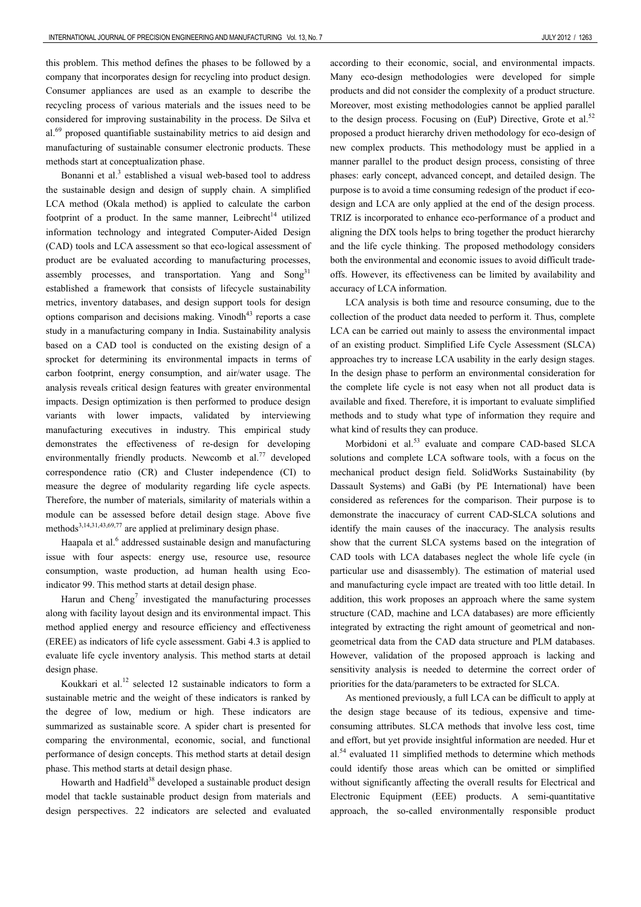this problem. This method defines the phases to be followed by a company that incorporates design for recycling into product design. Consumer appliances are used as an example to describe the recycling process of various materials and the issues need to be considered for improving sustainability in the process. De Silva et al.[69] proposed quantifiable sustainability metrics to aid design and manufacturing of sustainable consumer electronic products. These methods start at conceptualization phase.

Bonanni et al.[3] established a visual web-based tool to address the sustainable design and design of supply chain. A simplified LCA method (Okala method) is applied to calculate the carbon footprint of a product. In the same manner, Leibrecht[14] utilized information technology and integrated Computer-Aided Design (CAD) tools and LCA assessment so that eco-logical assessment of product are be evaluated according to manufacturing processes, assembly processes, and transportation. Yang and Song[31] established a framework that consists of lifecycle sustainability metrics, inventory databases, and design support tools for design options comparison and decisions making. Vinodh[43] reports a case study in a manufacturing company in India. Sustainability analysis based on a CAD tool is conducted on the existing design of a sprocket for determining its environmental impacts in terms of carbon footprint, energy consumption, and air/water usage. The analysis reveals critical design features with greater environmental impacts. Design optimization is then performed to produce design variants with lower impacts, validated by interviewing manufacturing executives in industry. This empirical study demonstrates the effectiveness of re-design for developing environmentally friendly products. Newcomb et al.[77] developed correspondence ratio (CR) and Cluster independence (CI) to measure the degree of modularity regarding life cycle aspects. Therefore, the number of materials, similarity of materials within a module can be assessed before detail design stage. Above five methods[3,14,31,43,69,77] are applied at preliminary design phase.

Haapala et al.[6] addressed sustainable design and manufacturing issue with four aspects: energy use, resource use, resource consumption, waste production, ad human health using Eco-indicator 99. This method starts at detail design phase.

Harun and Cheng[7] investigated the manufacturing processes along with facility layout design and its environmental impact. This method applied energy and resource efficiency and effectiveness (EREE) as indicators of life cycle assessment. Gabi 4.3 is applied to evaluate life cycle inventory analysis. This method starts at detail design phase.

Koukkari et al.[12] selected 12 sustainable indicators to form a sustainable metric and the weight of these indicators is ranked by the degree of low, medium or high. These indicators are summarized as sustainable score. A spider chart is presented for comparing the environmental, economic, social, and functional performance of design concepts. This method starts at detail design phase. This method starts at detail design phase.

Howarth and Hadfield[38] developed a sustainable product design model that tackle sustainable product design from materials and design perspectives. 22 indicators are selected and evaluated according to their economic, social, and environmental impacts. Many eco-design methodologies were developed for simple products and did not consider the complexity of a product structure. Moreover, most existing methodologies cannot be applied parallel to the design process. Focusing on (EuP) Directive, Grote et al.[52] proposed a product hierarchy driven methodology for eco-design of new complex products. This methodology must be applied in a manner parallel to the product design process, consisting of three phases: early concept, advanced concept, and detailed design. The purpose is to avoid a time consuming redesign of the product if eco-design and LCA are only applied at the end of the design process. TRIZ is incorporated to enhance eco-performance of a product and aligning the DfX tools helps to bring together the product hierarchy and the life cycle thinking. The proposed methodology considers both the environmental and economic issues to avoid difficult trade-offs. However, its effectiveness can be limited by availability and accuracy of LCA information.

LCA analysis is both time and resource consuming, due to the collection of the product data needed to perform it. Thus, complete LCA can be carried out mainly to assess the environmental impact of an existing product. Simplified Life Cycle Assessment (SLCA) approaches try to increase LCA usability in the early design stages. In the design phase to perform an environmental consideration for the complete life cycle is not easy when not all product data is available and fixed. Therefore, it is important to evaluate simplified methods and to study what type of information they require and what kind of results they can produce.

Morbidoni et al.[53] evaluate and compare CAD-based SLCA solutions and complete LCA software tools, with a focus on the mechanical product design field. SolidWorks Sustainability (by Dassault Systems) and GaBi (by PE International) have been considered as references for the comparison. Their purpose is to demonstrate the inaccuracy of current CAD-SLCA solutions and identify the main causes of the inaccuracy. The analysis results show that the current SLCA systems based on the integration of CAD tools with LCA databases neglect the whole life cycle (in particular use and disassembly). The estimation of material used and manufacturing cycle impact are treated with too little detail. In addition, this work proposes an approach where the same system structure (CAD, machine and LCA databases) are more efficiently integrated by extracting the right amount of geometrical and non-geometrical data from the CAD data structure and PLM databases. However, validation of the proposed approach is lacking and sensitivity analysis is needed to determine the correct order of priorities for the data/parameters to be extracted for SLCA.

As mentioned previously, a full LCA can be difficult to apply at the design stage because of its tedious, expensive and time-consuming attributes. SLCA methods that involve less cost, time and effort, but yet provide insightful information are needed. Hur et al.[54] evaluated 11 simplified methods to determine which methods could identify those areas which can be omitted or simplified without significantly affecting the overall results for Electrical and Electronic Equipment (EEE) products. A semi-quantitative approach, the so-called environmentally responsible product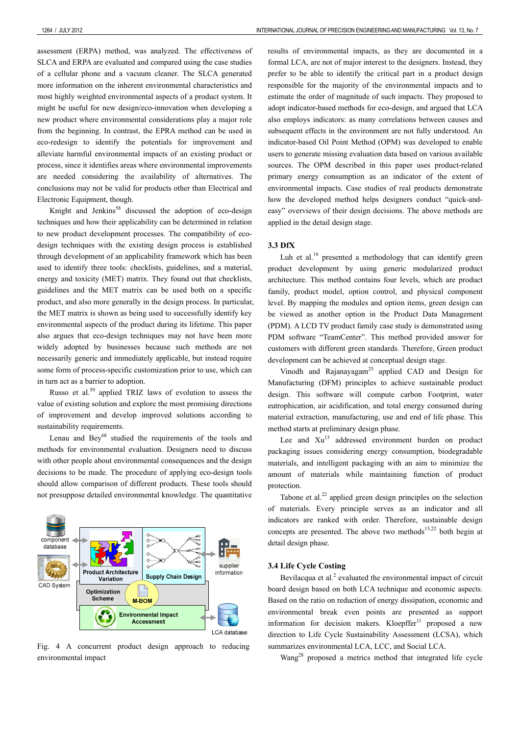assessment (ERPA) method, was analyzed. The effectiveness of SLCA and ERPA are evaluated and compared using the case studies of a cellular phone and a vacuum cleaner. The SLCA generated more information on the inherent environmental characteristics and most highly weighted environmental aspects of a product system. It might be useful for new design/eco-innovation when developing a new product where environmental considerations play a major role from the beginning. In contrast, the EPRA method can be used in eco-redesign to identify the potentials for improvement and alleviate harmful environmental impacts of an existing product or process, since it identifies areas where environmental improvements are needed considering the availability of alternatives. The conclusions may not be valid for products other than Electrical and Electronic Equipment, though.

Knight and Jenkins[58] discussed the adoption of eco-design techniques and how their applicability can be determined in relation to new product development processes. The compatibility of eco-design techniques with the existing design process is established through development of an applicability framework which has been used to identify three tools: checklists, guidelines, and a material, energy and toxicity (MET) matrix. They found out that checklists, guidelines and the MET matrix can be used both on a specific product, and also more generally in the design process. In particular, the MET matrix is shown as being used to successfully identify key environmental aspects of the product during its lifetime. This paper also argues that eco-design techniques may not have been more widely adopted by businesses because such methods are not necessarily generic and immediately applicable, but instead require some form of process-specific customization prior to use, which can in turn act as a barrier to adoption.

Russo et al.[59] applied TRIZ laws of evolution to assess the value of existing solution and explore the most promising directions of improvement and develop improved solutions according to sustainability requirements.

Lenau and Bey[68] studied the requirements of the tools and methods for environmental evaluation. Designers need to discuss with other people about environmental consequences and the design decisions to be made. The procedure of applying eco-design tools should allow comparison of different products. These tools should not presuppose detailed environmental knowledge. The quantitative

component database

CAD System

Product Architecture Variation

Supply Chain Design

supplier information

Optimization Scheme

M-BOM

Environmental Impact Accessment

LCA database

Fig. 4 A concurrent product design approach to reducing environmental impact

results of environmental impacts, as they are documented in a formal LCA, are not of major interest to the designers. Instead, they prefer to be able to identify the critical part in a product design responsible for the majority of the environmental impacts and to estimate the order of magnitude of such impacts. They proposed to adopt indicator-based methods for eco-design, and argued that LCA also employs indicators: as many correlations between causes and subsequent effects in the environment are not fully understood. An indicator-based Oil Point Method (OPM) was developed to enable users to generate missing evaluation data based on various available sources. The OPM described in this paper uses product-related primary energy consumption as an indicator of the extent of environmental impacts. Case studies of real products demonstrate how the developed method helps designers conduct "quick-and-easy" overviews of their design decisions. The above methods are applied in the detail design stage.

### 3.3 DfX

Luh et al.[16] presented a methodology that can identify green product development by using generic modularized product architecture. This method contains four levels, which are product family, product model, option control, and physical component level. By mapping the modules and option items, green design can be viewed as another option in the Product Data Management (PDM). A LCD TV product family case study is demonstrated using PDM software "TeamCenter". This method provided answer for customers with different green standards. Therefore, Green product development can be achieved at conceptual design stage.

Vinodh and Rajanayagam[25] applied CAD and Design for Manufacturing (DFM) principles to achieve sustainable product design. This software will compute carbon Footprint, water eutrophication, air acidification, and total energy consumed during material extraction, manufacturing, use and end of life phase. This method starts at preliminary design phase.

Lee and Xu[13] addressed environment burden on product packaging issues considering energy consumption, biodegradable materials, and intelligent packaging with an aim to minimize the amount of materials while maintaining function of product protection.

Tabone et al.[22] applied green design principles on the selection of materials. Every principle serves as an indicator and all indicators are ranked with order. Therefore, sustainable design concepts are presented. The above two methods[13,22] both begin at detail design phase.

### 3.4 Life Cycle Costing

Bevilacqua et al.[2] evaluated the environmental impact of circuit board design based on both LCA technique and economic aspects. Based on the ratio on reduction of energy dissipation, economic and environmental break even points are presented as support information for decision makers. Kloepffer[11] proposed a new direction to Life Cycle Sustainability Assessment (LCSA), which summarizes environmental LCA, LCC, and Social LCA.

Wang[28] proposed a metrics method that integrated life cycle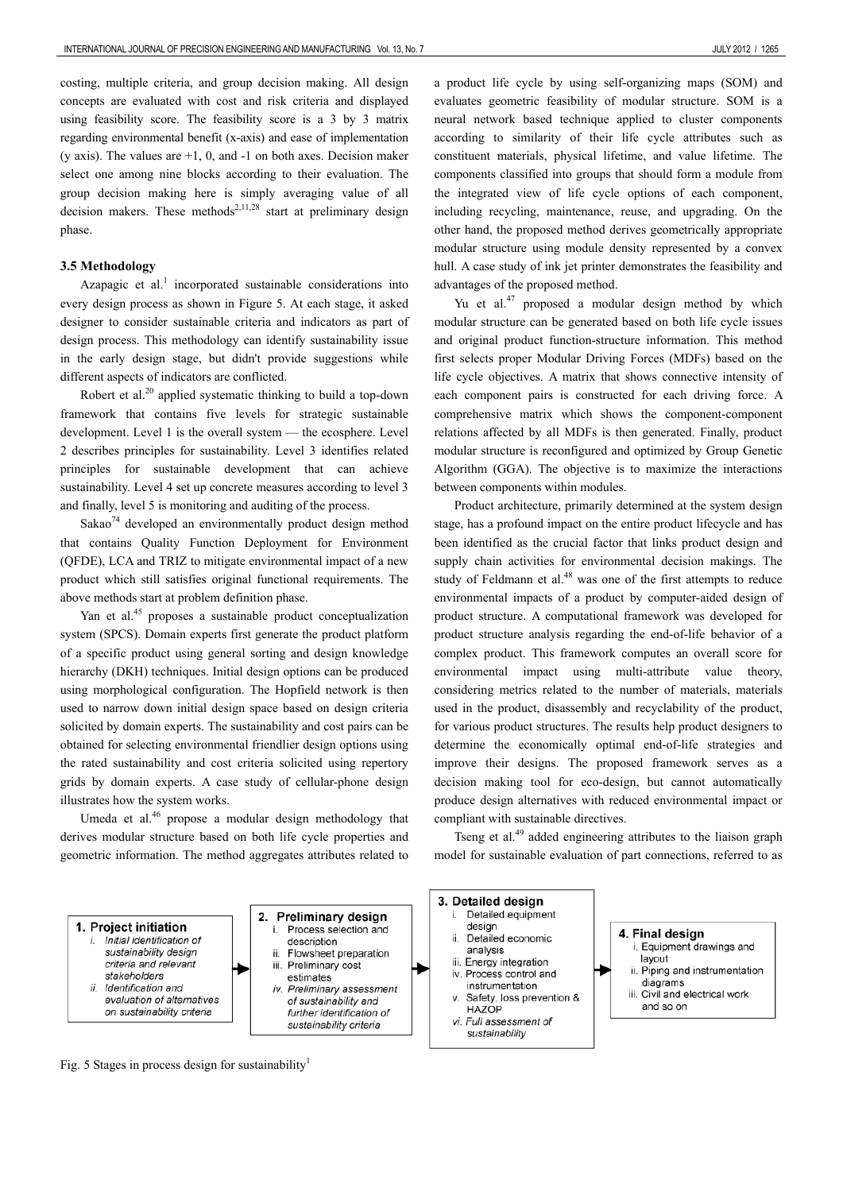costing, multiple criteria, and group decision making. All design concepts are evaluated with cost and risk criteria and displayed using feasibility score. The feasibility score is a 3 by 3 matrix regarding environmental benefit (x-axis) and ease of implementation (y axis). The values are +1, 0, and -1 on both axes. Decision maker select one among nine blocks according to their evaluation. The group decision making here is simply averaging value of all decision makers. These methods[2,11,28] start at preliminary design phase.

### 3.5 Methodology

Azapagic et al.[1] incorporated sustainable considerations into every design process as shown in Figure 5. At each stage, it asked designer to consider sustainable criteria and indicators as part of design process. This methodology can identify sustainability issue in the early design stage, but didn't provide suggestions while different aspects of indicators are conflicted.

Robert et al.[20] applied systematic thinking to build a top-down framework that contains five levels for strategic sustainable development. Level 1 is the overall system — the ecosphere. Level 2 describes principles for sustainability. Level 3 identifies related principles for sustainable development that can achieve sustainability. Level 4 set up concrete measures according to level 3 and finally, level 5 is monitoring and auditing of the process.

Sakao[74] developed an environmentally product design method that contains Quality Function Deployment for Environment (QFDE), LCA and TRIZ to mitigate environmental impact of a new product which still satisfies original functional requirements. The above methods start at problem definition phase.

Yan et al.[45] proposes a sustainable product conceptualization system (SPCS). Domain experts first generate the product platform of a specific product using general sorting and design knowledge hierarchy (DKH) techniques. Initial design options can be produced using morphological configuration. The Hopfield network is then used to narrow down initial design space based on design criteria solicited by domain experts. The sustainability and cost pairs can be obtained for selecting environmental friendlier design options using the rated sustainability and cost criteria solicited using repertory grids by domain experts. A case study of cellular-phone design illustrates how the system works.

Umeda et al.[46] propose a modular design methodology that derives modular structure based on both life cycle properties and geometric information. The method aggregates attributes related to a product life cycle by using self-organizing maps (SOM) and evaluates geometric feasibility of modular structure. SOM is a neural network based technique applied to cluster components according to similarity of their life cycle attributes such as constituent materials, physical lifetime, and value lifetime. The components classified into groups that should form a module from the integrated view of life cycle options of each component, including recycling, maintenance, reuse, and upgrading. On the other hand, the proposed method derives geometrically appropriate modular structure using module density represented by a convex hull. A case study of ink jet printer demonstrates the feasibility and advantages of the proposed method.

Yu et al.[47] proposed a modular design method by which modular structure can be generated based on both life cycle issues and original product function-structure information. This method first selects proper Modular Driving Forces (MDFs) based on the life cycle objectives. A matrix that shows connective intensity of each component pairs is constructed for each driving force. A comprehensive matrix which shows the component-component relations affected by all MDFs is then generated. Finally, product modular structure is reconfigured and optimized by Group Genetic Algorithm (GGA). The objective is to maximize the interactions between components within modules.

Product architecture, primarily determined at the system design stage, has a profound impact on the entire product lifecycle and has been identified as the crucial factor that links product design and supply chain activities for environmental decision makings. The study of Feldmann et al.[48] was one of the first attempts to reduce environmental impacts of a product by computer-aided design of product structure. A computational framework was developed for product structure analysis regarding the end-of-life behavior of a complex product. This framework computes an overall score for environmental impact using multi-attribute value theory, considering metrics related to the number of materials, materials used in the product, disassembly and recyclability of the product, for various product structures. The results help product designers to determine the economically optimal end-of-life strategies and improve their designs. The proposed framework serves as a decision making tool for eco-design, but cannot automatically produce design alternatives with reduced environmental impact or compliant with sustainable directives.

Tseng et al.[49] added engineering attributes to the liaison graph model for sustainable evaluation of part connections, referred to as

**1. Project initiation**
- i. *Initial identification of sustainability design criteria and relevant stakeholders*
- ii. *Identification and evaluation of alternatives on sustainability criteria*

→

**2. Preliminary design**
- i. Process selection and description
- ii. Flowsheet preparation
- iii. Preliminary cost estimates
- iv. *Preliminary assessment of sustainability and further identification of sustainability criteria*

→

**3. Detailed design**
- i. Detailed equipment design
- ii. Detailed economic analysis
- iii. Energy integration
- iv. Process control and instrumentation
- v. Safety, loss prevention & HAZOP
- vi. *Full assessment of sustainability*

→

**4. Final design**
- i. Equipment drawings and layout
- ii. Piping and instrumentation diagrams
- iii. Civil and electrical work and so on

Fig. 5 Stages in process design for sustainability[1]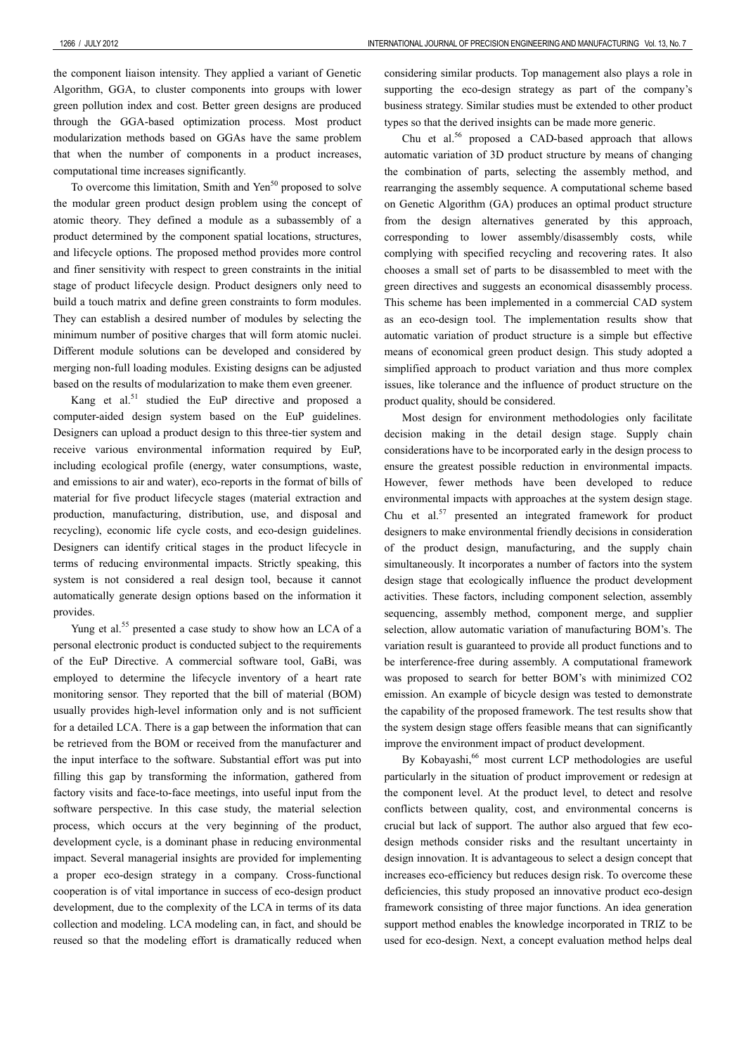the component liaison intensity. They applied a variant of Genetic Algorithm, GGA, to cluster components into groups with lower green pollution index and cost. Better green designs are produced through the GGA-based optimization process. Most product modularization methods based on GGAs have the same problem that when the number of components in a product increases, computational time increases significantly.

To overcome this limitation, Smith and Yen[50] proposed to solve the modular green product design problem using the concept of atomic theory. They defined a module as a subassembly of a product determined by the component spatial locations, structures, and lifecycle options. The proposed method provides more control and finer sensitivity with respect to green constraints in the initial stage of product lifecycle design. Product designers only need to build a touch matrix and define green constraints to form modules. They can establish a desired number of modules by selecting the minimum number of positive charges that will form atomic nuclei. Different module solutions can be developed and considered by merging non-full loading modules. Existing designs can be adjusted based on the results of modularization to make them even greener.

Kang et al.[51] studied the EuP directive and proposed a computer-aided design system based on the EuP guidelines. Designers can upload a product design to this three-tier system and receive various environmental information required by EuP, including ecological profile (energy, water consumptions, waste, and emissions to air and water), eco-reports in the format of bills of material for five product lifecycle stages (material extraction and production, manufacturing, distribution, use, and disposal and recycling), economic life cycle costs, and eco-design guidelines. Designers can identify critical stages in the product lifecycle in terms of reducing environmental impacts. Strictly speaking, this system is not considered a real design tool, because it cannot automatically generate design options based on the information it provides.

Yung et al.[55] presented a case study to show how an LCA of a personal electronic product is conducted subject to the requirements of the EuP Directive. A commercial software tool, GaBi, was employed to determine the lifecycle inventory of a heart rate monitoring sensor. They reported that the bill of material (BOM) usually provides high-level information only and is not sufficient for a detailed LCA. There is a gap between the information that can be retrieved from the BOM or received from the manufacturer and the input interface to the software. Substantial effort was put into filling this gap by transforming the information, gathered from factory visits and face-to-face meetings, into useful input from the software perspective. In this case study, the material selection process, which occurs at the very beginning of the product, development cycle, is a dominant phase in reducing environmental impact. Several managerial insights are provided for implementing a proper eco-design strategy in a company. Cross-functional cooperation is of vital importance in success of eco-design product development, due to the complexity of the LCA in terms of its data collection and modeling. LCA modeling can, in fact, and should be reused so that the modeling effort is dramatically reduced when considering similar products. Top management also plays a role in supporting the eco-design strategy as part of the company's business strategy. Similar studies must be extended to other product types so that the derived insights can be made more generic.

Chu et al.[56] proposed a CAD-based approach that allows automatic variation of 3D product structure by means of changing the combination of parts, selecting the assembly method, and rearranging the assembly sequence. A computational scheme based on Genetic Algorithm (GA) produces an optimal product structure from the design alternatives generated by this approach, corresponding to lower assembly/disassembly costs, while complying with specified recycling and recovering rates. It also chooses a small set of parts to be disassembled to meet with the green directives and suggests an economical disassembly process. This scheme has been implemented in a commercial CAD system as an eco-design tool. The implementation results show that automatic variation of product structure is a simple but effective means of economical green product design. This study adopted a simplified approach to product variation and thus more complex issues, like tolerance and the influence of product structure on the product quality, should be considered.

Most design for environment methodologies only facilitate decision making in the detail design stage. Supply chain considerations have to be incorporated early in the design process to ensure the greatest possible reduction in environmental impacts. However, fewer methods have been developed to reduce environmental impacts with approaches at the system design stage. Chu et al.[57] presented an integrated framework for product designers to make environmental friendly decisions in consideration of the product design, manufacturing, and the supply chain simultaneously. It incorporates a number of factors into the system design stage that ecologically influence the product development activities. These factors, including component selection, assembly sequencing, assembly method, component merge, and supplier selection, allow automatic variation of manufacturing BOM's. The variation result is guaranteed to provide all product functions and to be interference-free during assembly. A computational framework was proposed to search for better BOM's with minimized $CO_2$ emission. An example of bicycle design was tested to demonstrate the capability of the proposed framework. The test results show that the system design stage offers feasible means that can significantly improve the environment impact of product development.

By Kobayashi,[66] most current LCP methodologies are useful particularly in the situation of product improvement or redesign at the component level. At the product level, to detect and resolve conflicts between quality, cost, and environmental concerns is crucial but lack of support. The author also argued that few eco-design methods consider risks and the resultant uncertainty in design innovation. It is advantageous to select a design concept that increases eco-efficiency but reduces design risk. To overcome these deficiencies, this study proposed an innovative product eco-design framework consisting of three major functions. An idea generation support method enables the knowledge incorporated in TRIZ to be used for eco-design. Next, a concept evaluation method helps deal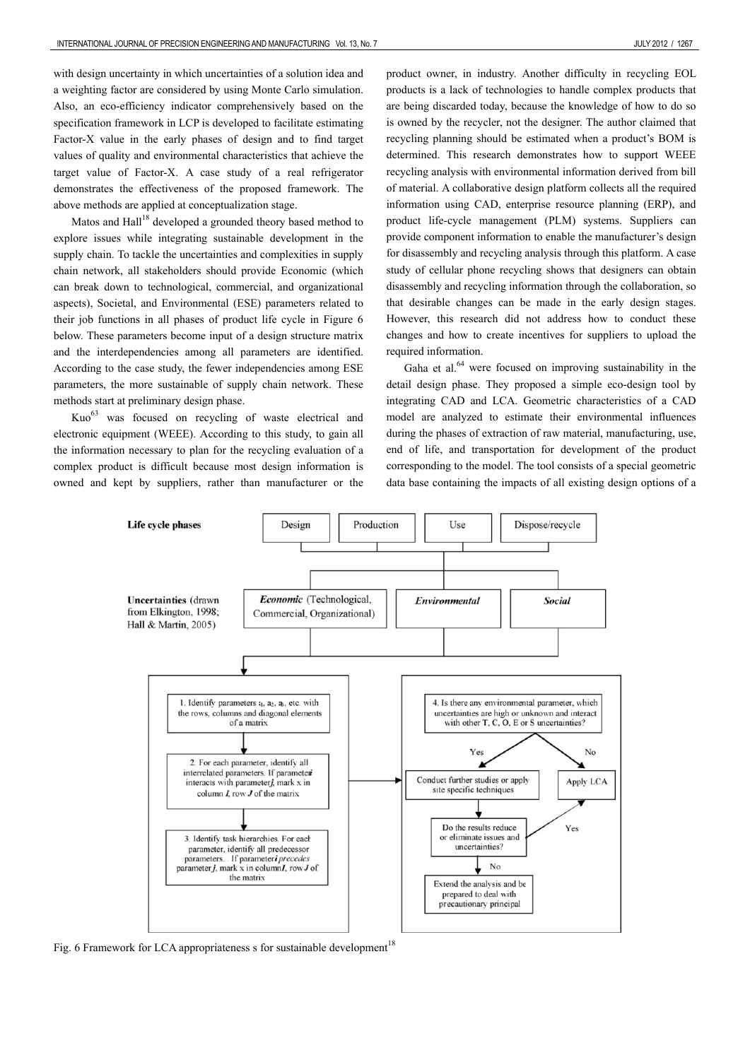with design uncertainty in which uncertainties of a solution idea and a weighting factor are considered by using Monte Carlo simulation. Also, an eco-efficiency indicator comprehensively based on the specification framework in LCP is developed to facilitate estimating Factor-X value in the early phases of design and to find target values of quality and environmental characteristics that achieve the target value of Factor-X. A case study of a real refrigerator demonstrates the effectiveness of the proposed framework. The above methods are applied at conceptualization stage.

Matos and Hall[18] developed a grounded theory based method to explore issues while integrating sustainable development in the supply chain. To tackle the uncertainties and complexities in supply chain network, all stakeholders should provide Economic (which can break down to technological, commercial, and organizational aspects), Societal, and Environmental (ESE) parameters related to their job functions in all phases of product life cycle in Figure 6 below. These parameters become input of a design structure matrix and the interdependencies among all parameters are identified. According to the case study, the fewer independencies among ESE parameters, the more sustainable of supply chain network. These methods start at preliminary design phase.

Kuo[63] was focused on recycling of waste electrical and electronic equipment (WEEE). According to this study, to gain all the information necessary to plan for the recycling evaluation of a complex product is difficult because most design information is owned and kept by suppliers, rather than manufacturer or the product owner, in industry. Another difficulty in recycling EOL products is a lack of technologies to handle complex products that are being discarded today, because the knowledge of how to do so is owned by the recycler, not the designer. The author claimed that recycling planning should be estimated when a product's BOM is determined. This research demonstrates how to support WEEE recycling analysis with environmental information derived from bill of material. A collaborative design platform collects all the required information using CAD, enterprise resource planning (ERP), and product life-cycle management (PLM) systems. Suppliers can provide component information to enable the manufacturer's design for disassembly and recycling analysis through this platform. A case study of cellular phone recycling shows that designers can obtain disassembly and recycling information through the collaboration, so that desirable changes can be made in the early design stages. However, this research did not address how to conduct these changes and how to create incentives for suppliers to upload the required information.

Gaha et al.[64] were focused on improving sustainability in the detail design phase. They proposed a simple eco-design tool by integrating CAD and LCA. Geometric characteristics of a CAD model are analyzed to estimate their environmental influences during the phases of extraction of raw material, manufacturing, use, end of life, and transportation for development of the product corresponding to the model. The tool consists of a special geometric data base containing the impacts of all existing design options of a

**Life cycle phases**
Design
Production
Use
Dispose/recycle

**Uncertainties** (drawn from Elkington, 1998; Hall & Martin, 2005)
***Economic*** (Technological, Commercial, Organizational)
***Environmental***
***Social***

1. Identify parameters $a_1$, $a_2$, $a_3$, etc. with the rows, columns and diagonal elements of a matrix
2. For each parameter, identify all interrelated parameters. If parameter *i* interacts with parameter *j*, mark x in column *I*, row *J* of the matrix
3. Identify task hierarchies. For each parameter, identify all predecessor parameters. If parameter *i precedes* parameter *j*, mark x in column *I*, row *J* of the matrix

4. Is there any environmental parameter, which uncertainties are high or unknown and interact with other T, C, O, E or S uncertainties?
Yes
No
Conduct further studies or apply site specific techniques
Apply LCA
Do the results reduce or eliminate issues and uncertainties?
Yes
No
Extend the analysis and be prepared to deal with precautionary principal

Fig. 6 Framework for LCA appropriateness s for sustainable development[18]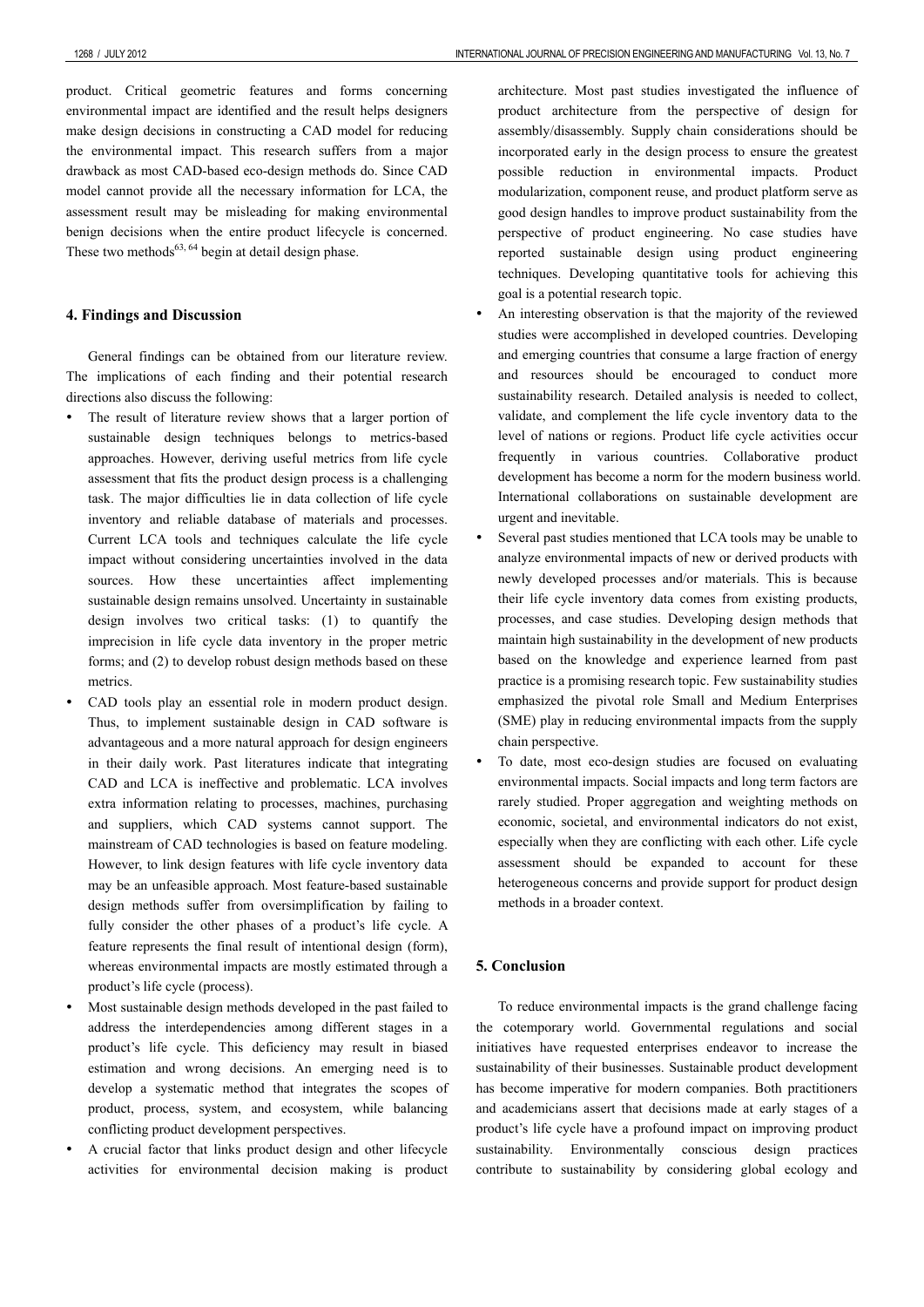product. Critical geometric features and forms concerning environmental impact are identified and the result helps designers make design decisions in constructing a CAD model for reducing the environmental impact. This research suffers from a major drawback as most CAD-based eco-design methods do. Since CAD model cannot provide all the necessary information for LCA, the assessment result may be misleading for making environmental benign decisions when the entire product lifecycle is concerned. These two methods[63, 64] begin at detail design phase.

## 4. Findings and Discussion

General findings can be obtained from our literature review. The implications of each finding and their potential research directions also discuss the following:

- The result of literature review shows that a larger portion of sustainable design techniques belongs to metrics-based approaches. However, deriving useful metrics from life cycle assessment that fits the product design process is a challenging task. The major difficulties lie in data collection of life cycle inventory and reliable database of materials and processes. Current LCA tools and techniques calculate the life cycle impact without considering uncertainties involved in the data sources. How these uncertainties affect implementing sustainable design remains unsolved. Uncertainty in sustainable design involves two critical tasks: (1) to quantify the imprecision in life cycle data inventory in the proper metric forms; and (2) to develop robust design methods based on these metrics.
- CAD tools play an essential role in modern product design. Thus, to implement sustainable design in CAD software is advantageous and a more natural approach for design engineers in their daily work. Past literatures indicate that integrating CAD and LCA is ineffective and problematic. LCA involves extra information relating to processes, machines, purchasing and suppliers, which CAD systems cannot support. The mainstream of CAD technologies is based on feature modeling. However, to link design features with life cycle inventory data may be an unfeasible approach. Most feature-based sustainable design methods suffer from oversimplification by failing to fully consider the other phases of a product's life cycle. A feature represents the final result of intentional design (form), whereas environmental impacts are mostly estimated through a product's life cycle (process).
- Most sustainable design methods developed in the past failed to address the interdependencies among different stages in a product's life cycle. This deficiency may result in biased estimation and wrong decisions. An emerging need is to develop a systematic method that integrates the scopes of product, process, system, and ecosystem, while balancing conflicting product development perspectives.
- A crucial factor that links product design and other lifecycle activities for environmental decision making is product architecture. Most past studies investigated the influence of product architecture from the perspective of design for assembly/disassembly. Supply chain considerations should be incorporated early in the design process to ensure the greatest possible reduction in environmental impacts. Product modularization, component reuse, and product platform serve as good design handles to improve product sustainability from the perspective of product engineering. No case studies have reported sustainable design using product engineering techniques. Developing quantitative tools for achieving this goal is a potential research topic.
- An interesting observation is that the majority of the reviewed studies were accomplished in developed countries. Developing and emerging countries that consume a large fraction of energy and resources should be encouraged to conduct more sustainability research. Detailed analysis is needed to collect, validate, and complement the life cycle inventory data to the level of nations or regions. Product life cycle activities occur frequently in various countries. Collaborative product development has become a norm for the modern business world. International collaborations on sustainable development are urgent and inevitable.
- Several past studies mentioned that LCA tools may be unable to analyze environmental impacts of new or derived products with newly developed processes and/or materials. This is because their life cycle inventory data comes from existing products, processes, and case studies. Developing design methods that maintain high sustainability in the development of new products based on the knowledge and experience learned from past practice is a promising research topic. Few sustainability studies emphasized the pivotal role Small and Medium Enterprises (SME) play in reducing environmental impacts from the supply chain perspective.
- To date, most eco-design studies are focused on evaluating environmental impacts. Social impacts and long term factors are rarely studied. Proper aggregation and weighting methods on economic, societal, and environmental indicators do not exist, especially when they are conflicting with each other. Life cycle assessment should be expanded to account for these heterogeneous concerns and provide support for product design methods in a broader context.

## 5. Conclusion

To reduce environmental impacts is the grand challenge facing the cotemporary world. Governmental regulations and social initiatives have requested enterprises endeavor to increase the sustainability of their businesses. Sustainable product development has become imperative for modern companies. Both practitioners and academicians assert that decisions made at early stages of a product's life cycle have a profound impact on improving product sustainability. Environmentally conscious design practices contribute to sustainability by considering global ecology and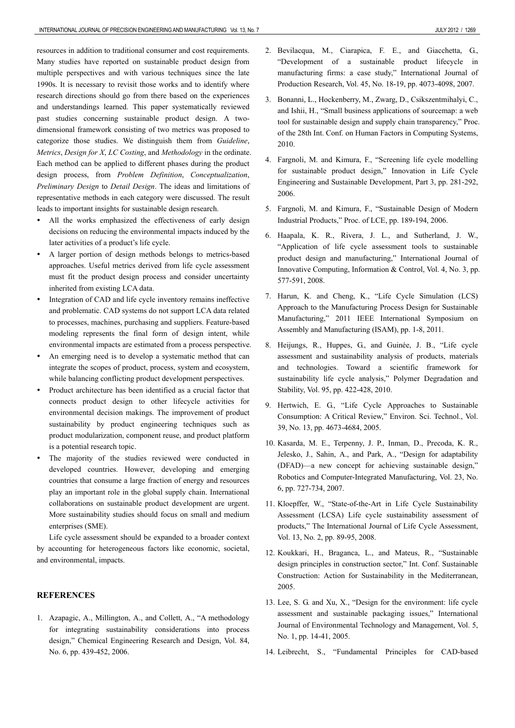resources in addition to traditional consumer and cost requirements. Many studies have reported on sustainable product design from multiple perspectives and with various techniques since the late 1990s. It is necessary to revisit those works and to identify where research directions should go from there based on the experiences and understandings learned. This paper systematically reviewed past studies concerning sustainable product design. A two-dimensional framework consisting of two metrics was proposed to categorize those studies. We distinguish them from *Guideline*, *Metrics*, *Design for X*, *LC Costing*, and *Methodology* in the ordinate. Each method can be applied to different phases during the product design process, from *Problem Definition*, *Conceptualization*, *Preliminary Design* to *Detail Design*. The ideas and limitations of representative methods in each category were discussed. The result leads to important insights for sustainable design research.

- All the works emphasized the effectiveness of early design decisions on reducing the environmental impacts induced by the later activities of a product's life cycle.
- A larger portion of design methods belongs to metrics-based approaches. Useful metrics derived from life cycle assessment must fit the product design process and consider uncertainty inherited from existing LCA data.
- Integration of CAD and life cycle inventory remains ineffective and problematic. CAD systems do not support LCA data related to processes, machines, purchasing and suppliers. Feature-based modeling represents the final form of design intent, while environmental impacts are estimated from a process perspective.
- An emerging need is to develop a systematic method that can integrate the scopes of product, process, system and ecosystem, while balancing conflicting product development perspectives.
- Product architecture has been identified as a crucial factor that connects product design to other lifecycle activities for environmental decision makings. The improvement of product sustainability by product engineering techniques such as product modularization, component reuse, and product platform is a potential research topic.
- The majority of the studies reviewed were conducted in developed countries. However, developing and emerging countries that consume a large fraction of energy and resources play an important role in the global supply chain. International collaborations on sustainable product development are urgent. More sustainability studies should focus on small and medium enterprises (SME).

Life cycle assessment should be expanded to a broader context by accounting for heterogeneous factors like economic, societal, and environmental, impacts.

## REFERENCES

1. Azapagic, A., Millington, A., and Collett, A., "A methodology for integrating sustainability considerations into process design," Chemical Engineering Research and Design, Vol. 84, No. 6, pp. 439-452, 2006.
2. Bevilacqua, M., Ciarapica, F. E., and Giacchetta, G., "Development of a sustainable product lifecycle in manufacturing firms: a case study," International Journal of Production Research, Vol. 45, No. 18-19, pp. 4073-4098, 2007.
3. Bonanni, L., Hockenberry, M., Zwarg, D., Csikszentmihalyi, C., and Ishii, H., "Small business applications of sourcemap: a web tool for sustainable design and supply chain transparency," Proc. of the 28th Int. Conf. on Human Factors in Computing Systems, 2010.
4. Fargnoli, M. and Kimura, F., "Screening life cycle modelling for sustainable product design," Innovation in Life Cycle Engineering and Sustainable Development, Part 3, pp. 281-292, 2006.
5. Fargnoli, M. and Kimura, F., "Sustainable Design of Modern Industrial Products," Proc. of LCE, pp. 189-194, 2006.
6. Haapala, K. R., Rivera, J. L., and Sutherland, J. W., "Application of life cycle assessment tools to sustainable product design and manufacturing," International Journal of Innovative Computing, Information & Control, Vol. 4, No. 3, pp. 577-591, 2008.
7. Harun, K. and Cheng, K., "Life Cycle Simulation (LCS) Approach to the Manufacturing Process Design for Sustainable Manufacturing," 2011 IEEE International Symposium on Assembly and Manufacturing (ISAM), pp. 1-8, 2011.
8. Heijungs, R., Huppes, G., and Guinée, J. B., "Life cycle assessment and sustainability analysis of products, materials and technologies. Toward a scientific framework for sustainability life cycle analysis," Polymer Degradation and Stability, Vol. 95, pp. 422-428, 2010.
9. Hertwich, E. G., "Life Cycle Approaches to Sustainable Consumption: A Critical Review," Environ. Sci. Technol., Vol. 39, No. 13, pp. 4673-4684, 2005.
10. Kasarda, M. E., Terpenny, J. P., Inman, D., Precoda, K. R., Jelesko, J., Sahin, A., and Park, A., "Design for adaptability (DFAD)—a new concept for achieving sustainable design," Robotics and Computer-Integrated Manufacturing, Vol. 23, No. 6, pp. 727-734, 2007.
11. Kloepffer, W., "State-of-the-Art in Life Cycle Sustainability Assessment (LCSA) Life cycle sustainability assessment of products," The International Journal of Life Cycle Assessment, Vol. 13, No. 2, pp. 89-95, 2008.
12. Koukkari, H., Braganca, L., and Mateus, R., "Sustainable design principles in construction sector," Int. Conf. Sustainable Construction: Action for Sustainability in the Mediterranean, 2005.
13. Lee, S. G. and Xu, X., "Design for the environment: life cycle assessment and sustainable packaging issues," International Journal of Environmental Technology and Management, Vol. 5, No. 1, pp. 14-41, 2005.
14. Leibrecht, S., "Fundamental Principles for CAD-based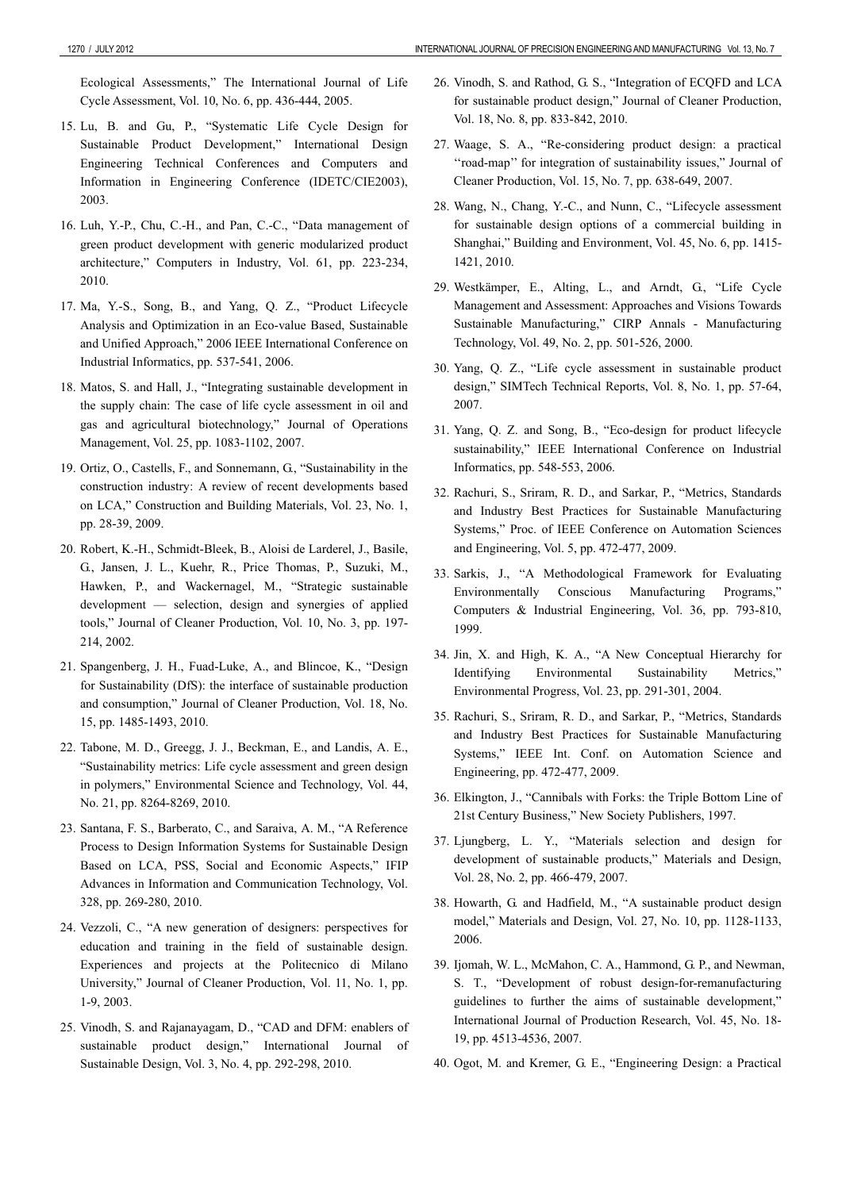Ecological Assessments," The International Journal of Life Cycle Assessment, Vol. 10, No. 6, pp. 436-444, 2005.

15. Lu, B. and Gu, P., "Systematic Life Cycle Design for Sustainable Product Development," International Design Engineering Technical Conferences and Computers and Information in Engineering Conference (IDETC/CIE2003), 2003.

16. Luh, Y.-P., Chu, C.-H., and Pan, C.-C., "Data management of green product development with generic modularized product architecture," Computers in Industry, Vol. 61, pp. 223-234, 2010.

17. Ma, Y.-S., Song, B., and Yang, Q. Z., "Product Lifecycle Analysis and Optimization in an Eco-value Based, Sustainable and Unified Approach," 2006 IEEE International Conference on Industrial Informatics, pp. 537-541, 2006.

18. Matos, S. and Hall, J., "Integrating sustainable development in the supply chain: The case of life cycle assessment in oil and gas and agricultural biotechnology," Journal of Operations Management, Vol. 25, pp. 1083-1102, 2007.

19. Ortiz, O., Castells, F., and Sonnemann, G., "Sustainability in the construction industry: A review of recent developments based on LCA," Construction and Building Materials, Vol. 23, No. 1, pp. 28-39, 2009.

20. Robert, K.-H., Schmidt-Bleek, B., Aloisi de Larderel, J., Basile, G., Jansen, J. L., Kuehr, R., Price Thomas, P., Suzuki, M., Hawken, P., and Wackernagel, M., "Strategic sustainable development — selection, design and synergies of applied tools," Journal of Cleaner Production, Vol. 10, No. 3, pp. 197-214, 2002.

21. Spangenberg, J. H., Fuad-Luke, A., and Blincoe, K., "Design for Sustainability (DfS): the interface of sustainable production and consumption," Journal of Cleaner Production, Vol. 18, No. 15, pp. 1485-1493, 2010.

22. Tabone, M. D., Greegg, J. J., Beckman, E., and Landis, A. E., "Sustainability metrics: Life cycle assessment and green design in polymers," Environmental Science and Technology, Vol. 44, No. 21, pp. 8264-8269, 2010.

23. Santana, F. S., Barberato, C., and Saraiva, A. M., "A Reference Process to Design Information Systems for Sustainable Design Based on LCA, PSS, Social and Economic Aspects," IFIP Advances in Information and Communication Technology, Vol. 328, pp. 269-280, 2010.

24. Vezzoli, C., "A new generation of designers: perspectives for education and training in the field of sustainable design. Experiences and projects at the Politecnico di Milano University," Journal of Cleaner Production, Vol. 11, No. 1, pp. 1-9, 2003.

25. Vinodh, S. and Rajanayagam, D., "CAD and DFM: enablers of sustainable product design," International Journal of Sustainable Design, Vol. 3, No. 4, pp. 292-298, 2010.

26. Vinodh, S. and Rathod, G. S., "Integration of ECQFD and LCA for sustainable product design," Journal of Cleaner Production, Vol. 18, No. 8, pp. 833-842, 2010.

27. Waage, S. A., "Re-considering product design: a practical "road-map" for integration of sustainability issues," Journal of Cleaner Production, Vol. 15, No. 7, pp. 638-649, 2007.

28. Wang, N., Chang, Y.-C., and Nunn, C., "Lifecycle assessment for sustainable design options of a commercial building in Shanghai," Building and Environment, Vol. 45, No. 6, pp. 1415-1421, 2010.

29. Westkämper, E., Alting, L., and Arndt, G., "Life Cycle Management and Assessment: Approaches and Visions Towards Sustainable Manufacturing," CIRP Annals - Manufacturing Technology, Vol. 49, No. 2, pp. 501-526, 2000.

30. Yang, Q. Z., "Life cycle assessment in sustainable product design," SIMTech Technical Reports, Vol. 8, No. 1, pp. 57-64, 2007.

31. Yang, Q. Z. and Song, B., "Eco-design for product lifecycle sustainability," IEEE International Conference on Industrial Informatics, pp. 548-553, 2006.

32. Rachuri, S., Sriram, R. D., and Sarkar, P., "Metrics, Standards and Industry Best Practices for Sustainable Manufacturing Systems," Proc. of IEEE Conference on Automation Sciences and Engineering, Vol. 5, pp. 472-477, 2009.

33. Sarkis, J., "A Methodological Framework for Evaluating Environmentally Conscious Manufacturing Programs," Computers & Industrial Engineering, Vol. 36, pp. 793-810, 1999.

34. Jin, X. and High, K. A., "A New Conceptual Hierarchy for Identifying Environmental Sustainability Metrics," Environmental Progress, Vol. 23, pp. 291-301, 2004.

35. Rachuri, S., Sriram, R. D., and Sarkar, P., "Metrics, Standards and Industry Best Practices for Sustainable Manufacturing Systems," IEEE Int. Conf. on Automation Science and Engineering, pp. 472-477, 2009.

36. Elkington, J., "Cannibals with Forks: the Triple Bottom Line of 21st Century Business," New Society Publishers, 1997.

37. Ljungberg, L. Y., "Materials selection and design for development of sustainable products," Materials and Design, Vol. 28, No. 2, pp. 466-479, 2007.

38. Howarth, G. and Hadfield, M., "A sustainable product design model," Materials and Design, Vol. 27, No. 10, pp. 1128-1133, 2006.

39. Ijomah, W. L., McMahon, C. A., Hammond, G. P., and Newman, S. T., "Development of robust design-for-remanufacturing guidelines to further the aims of sustainable development," International Journal of Production Research, Vol. 45, No. 18-19, pp. 4513-4536, 2007.

40. Ogot, M. and Kremer, G. E., "Engineering Design: a Practical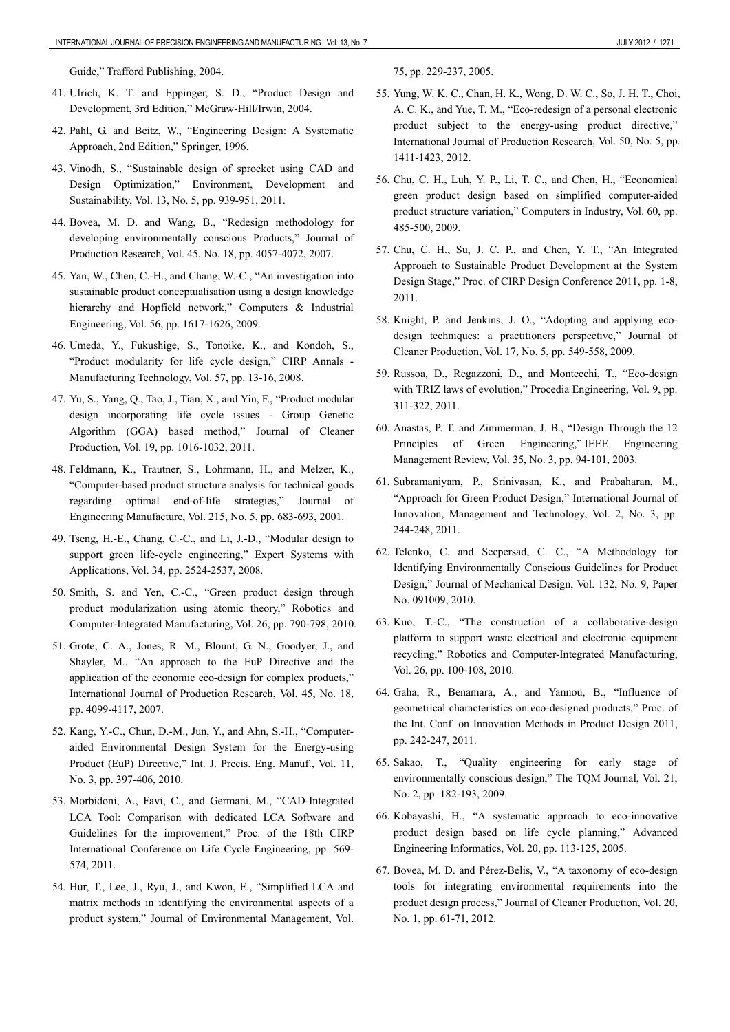Guide," Trafford Publishing, 2004.

41. Ulrich, K. T. and Eppinger, S. D., "Product Design and Development, 3rd Edition," McGraw-Hill/Irwin, 2004.

42. Pahl, G. and Beitz, W., "Engineering Design: A Systematic Approach, 2nd Edition," Springer, 1996.

43. Vinodh, S., "Sustainable design of sprocket using CAD and Design Optimization," Environment, Development and Sustainability, Vol. 13, No. 5, pp. 939-951, 2011.

44. Bovea, M. D. and Wang, B., "Redesign methodology for developing environmentally conscious Products," Journal of Production Research, Vol. 45, No. 18, pp. 4057-4072, 2007.

45. Yan, W., Chen, C.-H., and Chang, W.-C., "An investigation into sustainable product conceptualisation using a design knowledge hierarchy and Hopfield network," Computers & Industrial Engineering, Vol. 56, pp. 1617-1626, 2009.

46. Umeda, Y., Fukushige, S., Tonoike, K., and Kondoh, S., "Product modularity for life cycle design," CIRP Annals - Manufacturing Technology, Vol. 57, pp. 13-16, 2008.

47. Yu, S., Yang, Q., Tao, J., Tian, X., and Yin, F., "Product modular design incorporating life cycle issues - Group Genetic Algorithm (GGA) based method," Journal of Cleaner Production, Vol. 19, pp. 1016-1032, 2011.

48. Feldmann, K., Trautner, S., Lohrmann, H., and Melzer, K., "Computer-based product structure analysis for technical goods regarding optimal end-of-life strategies," Journal of Engineering Manufacture, Vol. 215, No. 5, pp. 683-693, 2001.

49. Tseng, H.-E., Chang, C.-C., and Li, J.-D., "Modular design to support green life-cycle engineering," Expert Systems with Applications, Vol. 34, pp. 2524-2537, 2008.

50. Smith, S. and Yen, C.-C., "Green product design through product modularization using atomic theory," Robotics and Computer-Integrated Manufacturing, Vol. 26, pp. 790-798, 2010.

51. Grote, C. A., Jones, R. M., Blount, G. N., Goodyer, J., and Shayler, M., "An approach to the EuP Directive and the application of the economic eco-design for complex products," International Journal of Production Research, Vol. 45, No. 18, pp. 4099-4117, 2007.

52. Kang, Y.-C., Chun, D.-M., Jun, Y., and Ahn, S.-H., "Computer-aided Environmental Design System for the Energy-using Product (EuP) Directive," Int. J. Precis. Eng. Manuf., Vol. 11, No. 3, pp. 397-406, 2010.

53. Morbidoni, A., Favi, C., and Germani, M., "CAD-Integrated LCA Tool: Comparison with dedicated LCA Software and Guidelines for the improvement," Proc. of the 18th CIRP International Conference on Life Cycle Engineering, pp. 569-574, 2011.

54. Hur, T., Lee, J., Ryu, J., and Kwon, E., "Simplified LCA and matrix methods in identifying the environmental aspects of a product system," Journal of Environmental Management, Vol. 75, pp. 229-237, 2005.

55. Yung, W. K. C., Chan, H. K., Wong, D. W. C., So, J. H. T., Choi, A. C. K., and Yue, T. M., "Eco-redesign of a personal electronic product subject to the energy-using product directive," International Journal of Production Research, Vol. 50, No. 5, pp. 1411-1423, 2012.

56. Chu, C. H., Luh, Y. P., Li, T. C., and Chen, H., "Economical green product design based on simplified computer-aided product structure variation," Computers in Industry, Vol. 60, pp. 485-500, 2009.

57. Chu, C. H., Su, J. C. P., and Chen, Y. T., "An Integrated Approach to Sustainable Product Development at the System Design Stage," Proc. of CIRP Design Conference 2011, pp. 1-8, 2011.

58. Knight, P. and Jenkins, J. O., "Adopting and applying eco-design techniques: a practitioners perspective," Journal of Cleaner Production, Vol. 17, No. 5, pp. 549-558, 2009.

59. Russoa, D., Regazzoni, D., and Montecchi, T., "Eco-design with TRIZ laws of evolution," Procedia Engineering, Vol. 9, pp. 311-322, 2011.

60. Anastas, P. T. and Zimmerman, J. B., "Design Through the 12 Principles of Green Engineering," IEEE Engineering Management Review, Vol. 35, No. 3, pp. 94-101, 2003.

61. Subramaniyam, P., Srinivasan, K., and Prabaharan, M., "Approach for Green Product Design," International Journal of Innovation, Management and Technology, Vol. 2, No. 3, pp. 244-248, 2011.

62. Telenko, C. and Seepersad, C. C., "A Methodology for Identifying Environmentally Conscious Guidelines for Product Design," Journal of Mechanical Design, Vol. 132, No. 9, Paper No. 091009, 2010.

63. Kuo, T.-C., "The construction of a collaborative-design platform to support waste electrical and electronic equipment recycling," Robotics and Computer-Integrated Manufacturing, Vol. 26, pp. 100-108, 2010.

64. Gaha, R., Benamara, A., and Yannou, B., "Influence of geometrical characteristics on eco-designed products," Proc. of the Int. Conf. on Innovation Methods in Product Design 2011, pp. 242-247, 2011.

65. Sakao, T., "Quality engineering for early stage of environmentally conscious design," The TQM Journal, Vol. 21, No. 2, pp. 182-193, 2009.

66. Kobayashi, H., "A systematic approach to eco-innovative product design based on life cycle planning," Advanced Engineering Informatics, Vol. 20, pp. 113-125, 2005.

67. Bovea, M. D. and Pérez-Belis, V., "A taxonomy of eco-design tools for integrating environmental requirements into the product design process," Journal of Cleaner Production, Vol. 20, No. 1, pp. 61-71, 2012.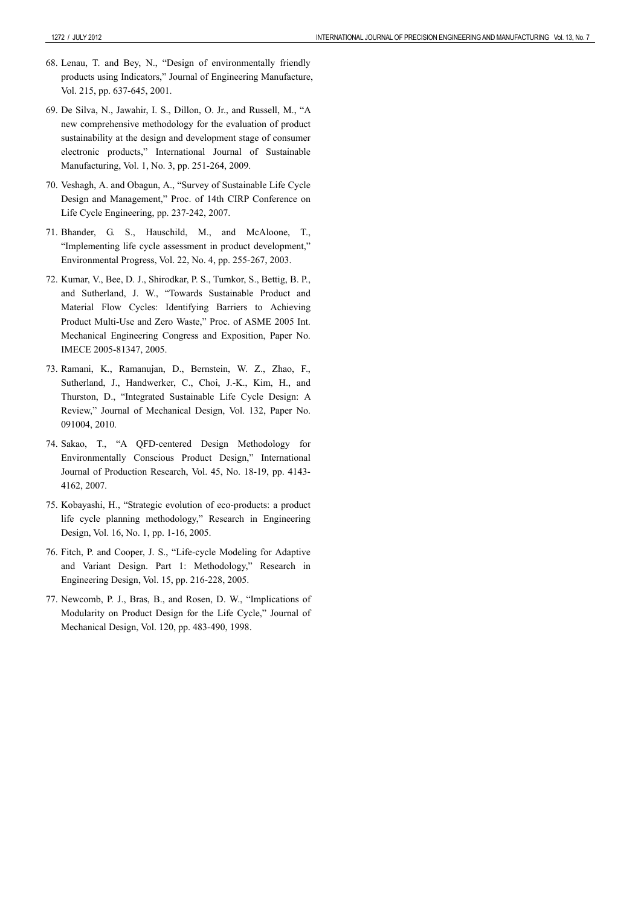68. Lenau, T. and Bey, N., "Design of environmentally friendly products using Indicators," Journal of Engineering Manufacture, Vol. 215, pp. 637-645, 2001.

69. De Silva, N., Jawahir, I. S., Dillon, O. Jr., and Russell, M., "A new comprehensive methodology for the evaluation of product sustainability at the design and development stage of consumer electronic products," International Journal of Sustainable Manufacturing, Vol. 1, No. 3, pp. 251-264, 2009.

70. Veshagh, A. and Obagun, A., "Survey of Sustainable Life Cycle Design and Management," Proc. of 14th CIRP Conference on Life Cycle Engineering, pp. 237-242, 2007.

71. Bhander, G. S., Hauschild, M., and McAloone, T., "Implementing life cycle assessment in product development," Environmental Progress, Vol. 22, No. 4, pp. 255-267, 2003.

72. Kumar, V., Bee, D. J., Shirodkar, P. S., Tumkor, S., Bettig, B. P., and Sutherland, J. W., "Towards Sustainable Product and Material Flow Cycles: Identifying Barriers to Achieving Product Multi-Use and Zero Waste," Proc. of ASME 2005 Int. Mechanical Engineering Congress and Exposition, Paper No. IMECE 2005-81347, 2005.

73. Ramani, K., Ramanujan, D., Bernstein, W. Z., Zhao, F., Sutherland, J., Handwerker, C., Choi, J.-K., Kim, H., and Thurston, D., "Integrated Sustainable Life Cycle Design: A Review," Journal of Mechanical Design, Vol. 132, Paper No. 091004, 2010.

74. Sakao, T., "A QFD-centered Design Methodology for Environmentally Conscious Product Design," International Journal of Production Research, Vol. 45, No. 18-19, pp. 4143-4162, 2007.

75. Kobayashi, H., "Strategic evolution of eco-products: a product life cycle planning methodology," Research in Engineering Design, Vol. 16, No. 1, pp. 1-16, 2005.

76. Fitch, P. and Cooper, J. S., "Life-cycle Modeling for Adaptive and Variant Design. Part 1: Methodology," Research in Engineering Design, Vol. 15, pp. 216-228, 2005.

77. Newcomb, P. J., Bras, B., and Rosen, D. W., "Implications of Modularity on Product Design for the Life Cycle," Journal of Mechanical Design, Vol. 120, pp. 483-490, 1998.